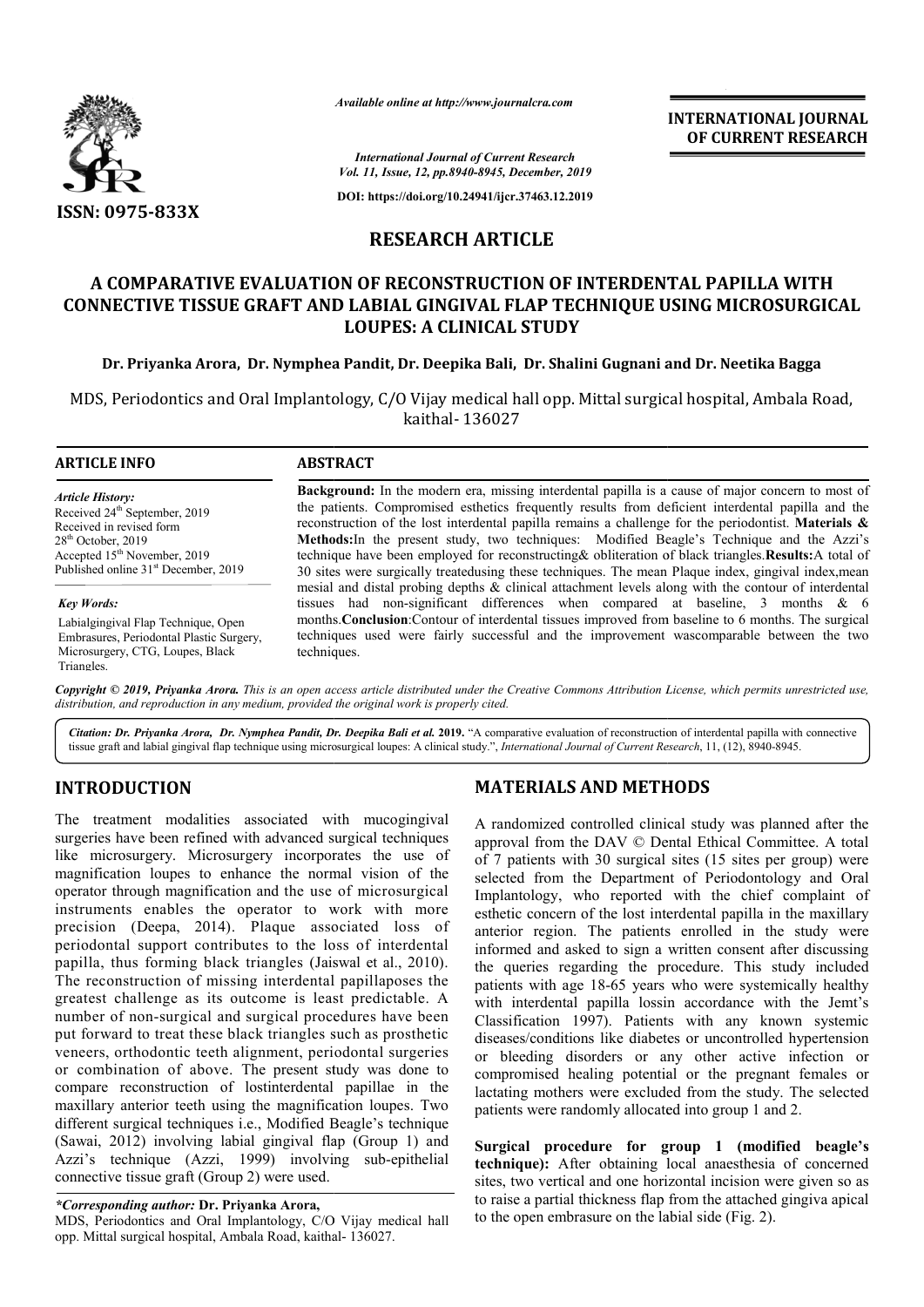*Available online at http://www.journalcra.com*

*International Journal of Current Research*
*Vol. 11, Issue, 12, pp.8940-8945, December, 2019*

**DOI: https://doi.org/10.24941/ijcr.37463.12.2019**

**INTERNATIONAL JOURNAL OF CURRENT RESEARCH**

**ISSN: 0975-833X**

## RESEARCH ARTICLE

# A COMPARATIVE EVALUATION OF RECONSTRUCTION OF INTERDENTAL PAPILLA WITH CONNECTIVE TISSUE GRAFT AND LABIAL GINGIVAL FLAP TECHNIQUE USING MICROSURGICAL LOUPES: A CLINICAL STUDY

**Dr. Priyanka Arora, Dr. Nymphea Pandit, Dr. Deepika Bali, Dr. Shalini Gugnani and Dr. Neetika Bagga**

MDS, Periodontics and Oral Implantology, C/O Vijay medical hall opp. Mittal surgical hospital, Ambala Road, kaithal- 136027

### ARTICLE INFO

*Article History:*
Received 24th September, 2019
Received in revised form
28th October, 2019
Accepted 15th November, 2019
Published online 31st December, 2019

*Key Words:*
Labialgingival Flap Technique, Open Embrasures, Periodontal Plastic Surgery, Microsurgery, CTG, Loupes, Black Triangles.

### ABSTRACT

**Background:** In the modern era, missing interdental papilla is a cause of major concern to most of the patients. Compromised esthetics frequently results from deficient interdental papilla and the reconstruction of the lost interdental papilla remains a challenge for the periodontist. **Materials & Methods:**In the present study, two techniques: Modified Beagle's Technique and the Azzi's technique have been employed for reconstructing& obliteration of black triangles.**Results:**A total of 30 sites were surgically treatedusing these techniques. The mean Plaque index, gingival index,mean mesial and distal probing depths & clinical attachment levels along with the contour of interdental tissues had non-significant differences when compared at baseline, 3 months & 6 months.**Conclusion**:Contour of interdental tissues improved from baseline to 6 months. The surgical techniques used were fairly successful and the improvement wascomparable between the two techniques.

*Copyright © 2019, Priyanka Arora. This is an open access article distributed under the Creative Commons Attribution License, which permits unrestricted use, distribution, and reproduction in any medium, provided the original work is properly cited.*

*Citation: Dr. Priyanka Arora, Dr. Nymphea Pandit, Dr. Deepika Bali et al.* **2019.** "A comparative evaluation of reconstruction of interdental papilla with connective tissue graft and labial gingival flap technique using microsurgical loupes: A clinical study.", *International Journal of Current Research*, 11, (12), 8940-8945.

## INTRODUCTION

The treatment modalities associated with mucogingival surgeries have been refined with advanced surgical techniques like microsurgery. Microsurgery incorporates the use of magnification loupes to enhance the normal vision of the operator through magnification and the use of microsurgical instruments enables the operator to work with more precision (Deepa, 2014). Plaque associated loss of periodontal support contributes to the loss of interdental papilla, thus forming black triangles (Jaiswal et al., 2010). The reconstruction of missing interdental papillaposes the greatest challenge as its outcome is least predictable. A number of non-surgical and surgical procedures have been put forward to treat these black triangles such as prosthetic veneers, orthodontic teeth alignment, periodontal surgeries or combination of above. The present study was done to compare reconstruction of lostinterdental papillae in the maxillary anterior teeth using the magnification loupes. Two different surgical techniques i.e., Modified Beagle's technique (Sawai, 2012) involving labial gingival flap (Group 1) and Azzi's technique (Azzi, 1999) involving sub-epithelial connective tissue graft (Group 2) were used.

## MATERIALS AND METHODS

A randomized controlled clinical study was planned after the approval from the DAV © Dental Ethical Committee. A total of 7 patients with 30 surgical sites (15 sites per group) were selected from the Department of Periodontology and Oral Implantology, who reported with the chief complaint of esthetic concern of the lost interdental papilla in the maxillary anterior region. The patients enrolled in the study were informed and asked to sign a written consent after discussing the queries regarding the procedure. This study included patients with age 18-65 years who were systemically healthy with interdental papilla lossin accordance with the Jemt's Classification 1997). Patients with any known systemic diseases/conditions like diabetes or uncontrolled hypertension or bleeding disorders or any other active infection or compromised healing potential or the pregnant females or lactating mothers were excluded from the study. The selected patients were randomly allocated into group 1 and 2.

**Surgical procedure for group 1 (modified beagle's technique):** After obtaining local anaesthesia of concerned sites, two vertical and one horizontal incision were given so as to raise a partial thickness flap from the attached gingiva apical to the open embrasure on the labial side (Fig. 2).

***Corresponding author:* Dr. Priyanka Arora,**
MDS, Periodontics and Oral Implantology, C/O Vijay medical hall opp. Mittal surgical hospital, Ambala Road, kaithal- 136027.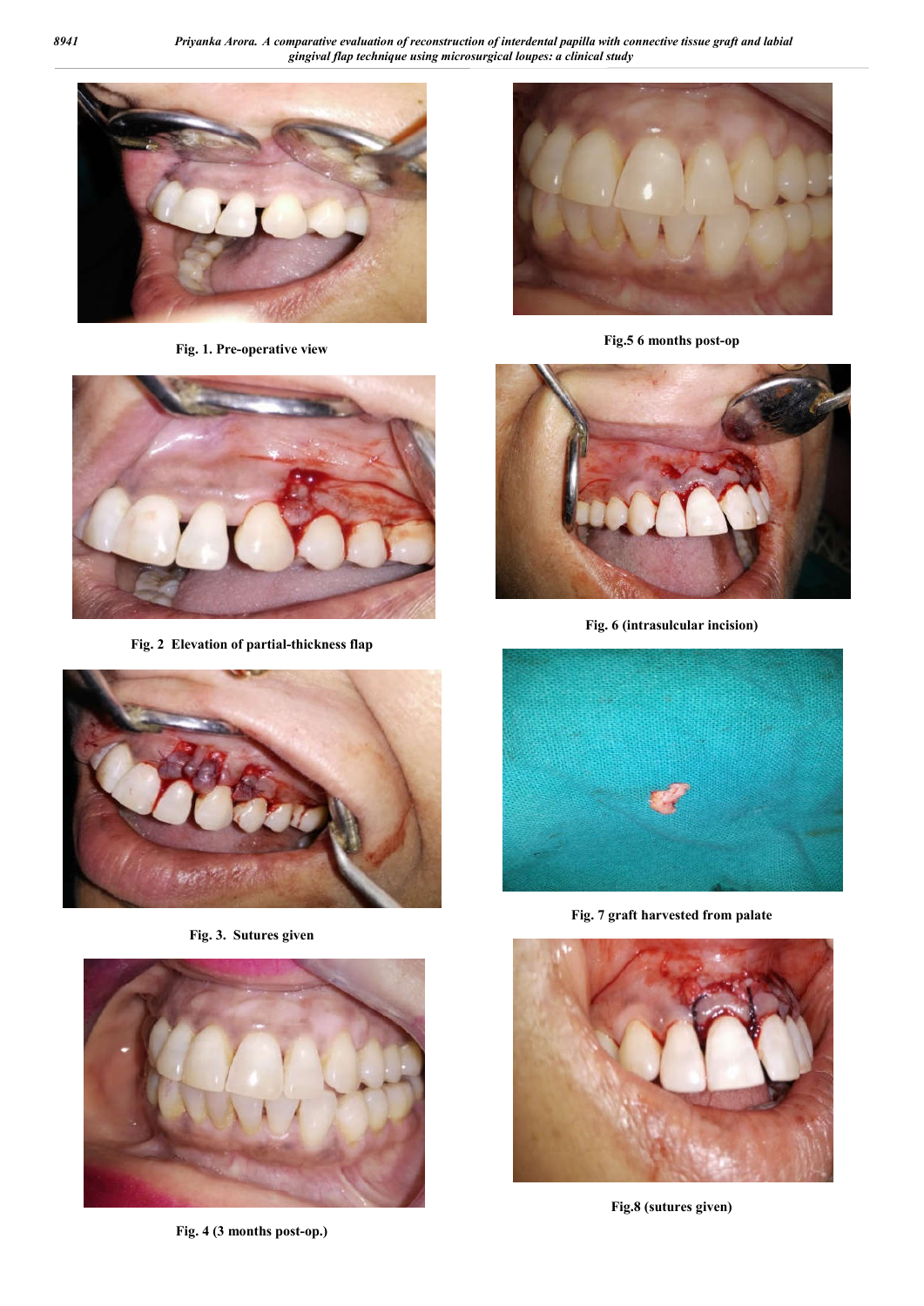Fig. 1. Pre-operative view

Fig. 2 Elevation of partial-thickness flap

Fig. 3. Sutures given

Fig. 4 (3 months post-op.)

Fig.5 6 months post-op

Fig. 6 (intrasulcular incision)

Fig. 7 graft harvested from palate

Fig.8 (sutures given)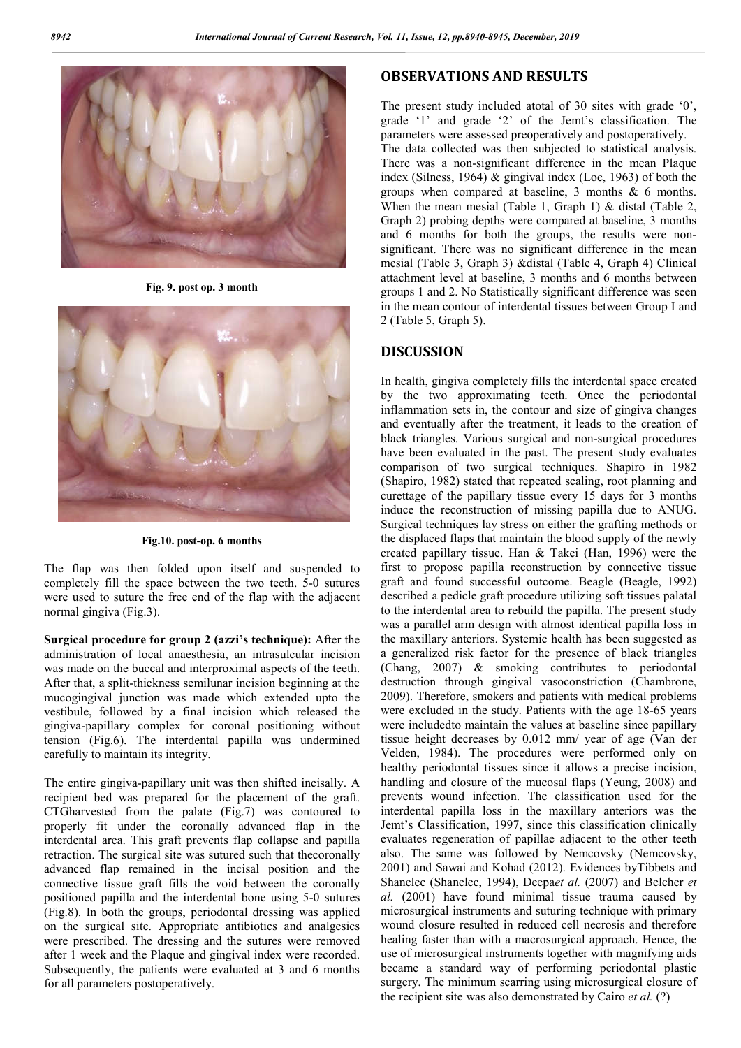Fig. 9. post op. 3 month

Fig.10. post-op. 6 months

The flap was then folded upon itself and suspended to completely fill the space between the two teeth. 5-0 sutures were used to suture the free end of the flap with the adjacent normal gingiva (Fig.3).

**Surgical procedure for group 2 (azzi's technique):** After the administration of local anaesthesia, an intrasulcular incision was made on the buccal and interproximal aspects of the teeth. After that, a split-thickness semilunar incision beginning at the mucogingival junction was made which extended upto the vestibule, followed by a final incision which released the gingiva-papillary complex for coronal positioning without tension (Fig.6). The interdental papilla was undermined carefully to maintain its integrity.

The entire gingiva-papillary unit was then shifted incisally. A recipient bed was prepared for the placement of the graft. CTGharvested from the palate (Fig.7) was contoured to properly fit under the coronally advanced flap in the interdental area. This graft prevents flap collapse and papilla retraction. The surgical site was sutured such that thecoronally advanced flap remained in the incisal position and the connective tissue graft fills the void between the coronally positioned papilla and the interdental bone using 5-0 sutures (Fig.8). In both the groups, periodontal dressing was applied on the surgical site. Appropriate antibiotics and analgesics were prescribed. The dressing and the sutures were removed after 1 week and the Plaque and gingival index were recorded. Subsequently, the patients were evaluated at 3 and 6 months for all parameters postoperatively.

## OBSERVATIONS AND RESULTS

The present study included atotal of 30 sites with grade '0', grade '1' and grade '2' of the Jemt's classification. The parameters were assessed preoperatively and postoperatively. The data collected was then subjected to statistical analysis. There was a non-significant difference in the mean Plaque index (Silness, 1964) & gingival index (Loe, 1963) of both the groups when compared at baseline, 3 months & 6 months. When the mean mesial (Table 1, Graph 1) & distal (Table 2, Graph 2) probing depths were compared at baseline, 3 months and 6 months for both the groups, the results were non-significant. There was no significant difference in the mean mesial (Table 3, Graph 3) &distal (Table 4, Graph 4) Clinical attachment level at baseline, 3 months and 6 months between groups 1 and 2. No Statistically significant difference was seen in the mean contour of interdental tissues between Group I and 2 (Table 5, Graph 5).

## DISCUSSION

In health, gingiva completely fills the interdental space created by the two approximating teeth. Once the periodontal inflammation sets in, the contour and size of gingiva changes and eventually after the treatment, it leads to the creation of black triangles. Various surgical and non-surgical procedures have been evaluated in the past. The present study evaluates comparison of two surgical techniques. Shapiro in 1982 (Shapiro, 1982) stated that repeated scaling, root planning and curettage of the papillary tissue every 15 days for 3 months induce the reconstruction of missing papilla due to ANUG. Surgical techniques lay stress on either the grafting methods or the displaced flaps that maintain the blood supply of the newly created papillary tissue. Han & Takei (Han, 1996) were the first to propose papilla reconstruction by connective tissue graft and found successful outcome. Beagle (Beagle, 1992) described a pedicle graft procedure utilizing soft tissues palatal to the interdental area to rebuild the papilla. The present study was a parallel arm design with almost identical papilla loss in the maxillary anteriors. Systemic health has been suggested as a generalized risk factor for the presence of black triangles (Chang, 2007) & smoking contributes to periodontal destruction through gingival vasoconstriction (Chambrone, 2009). Therefore, smokers and patients with medical problems were excluded in the study. Patients with the age 18-65 years were includedto maintain the values at baseline since papillary tissue height decreases by 0.012 mm/ year of age (Van der Velden, 1984). The procedures were performed only on healthy periodontal tissues since it allows a precise incision, handling and closure of the mucosal flaps (Yeung, 2008) and prevents wound infection. The classification used for the interdental papilla loss in the maxillary anteriors was the Jemt's Classification, 1997, since this classification clinically evaluates regeneration of papillae adjacent to the other teeth also. The same was followed by Nemcovsky (Nemcovsky, 2001) and Sawai and Kohad (2012). Evidences byTibbets and Shanelec (Shanelec, 1994), Deepa*et al.* (2007) and Belcher *et al.* (2001) have found minimal tissue trauma caused by microsurgical instruments and suturing technique with primary wound closure resulted in reduced cell necrosis and therefore healing faster than with a macrosurgical approach. Hence, the use of microsurgical instruments together with magnifying aids became a standard way of performing periodontal plastic surgery. The minimum scarring using microsurgical closure of the recipient site was also demonstrated by Cairo *et al.* (?)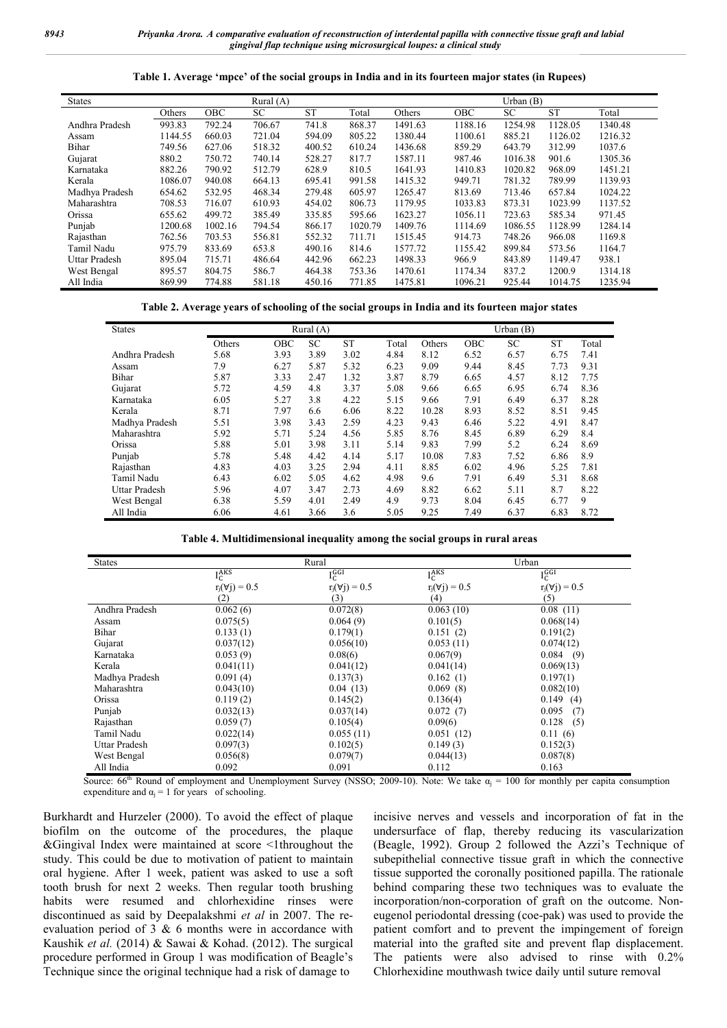**Table 1. Average 'mpce' of the social groups in India and in its fourteen major states (in Rupees)**

| States | Rural (A) | | | | | Urban (B) | | | | |
|---|---|---|---|---|---|---|---|---|---|---|
| | Others | OBC | SC | ST | Total | Others | OBC | SC | ST | Total |
| Andhra Pradesh | 993.83 | 792.24 | 706.67 | 741.8 | 868.37 | 1491.63 | 1188.16 | 1254.98 | 1128.05 | 1340.48 |
| Assam | 1144.55 | 660.03 | 721.04 | 594.09 | 805.22 | 1380.44 | 1100.61 | 885.21 | 1126.02 | 1216.32 |
| Bihar | 749.56 | 627.06 | 518.32 | 400.52 | 610.24 | 1436.68 | 859.29 | 643.79 | 312.99 | 1037.6 |
| Gujarat | 880.2 | 750.72 | 740.14 | 528.27 | 817.7 | 1587.11 | 987.46 | 1016.38 | 901.6 | 1305.36 |
| Karnataka | 882.26 | 790.92 | 512.79 | 628.9 | 810.5 | 1641.93 | 1410.83 | 1020.82 | 968.09 | 1451.21 |
| Kerala | 1086.07 | 940.08 | 664.13 | 695.41 | 991.58 | 1415.32 | 949.71 | 781.32 | 789.99 | 1139.93 |
| Madhya Pradesh | 654.62 | 532.95 | 468.34 | 279.48 | 605.97 | 1265.47 | 813.69 | 713.46 | 657.84 | 1024.22 |
| Maharashtra | 708.53 | 716.07 | 610.93 | 454.02 | 806.73 | 1179.95 | 1033.83 | 873.31 | 1023.99 | 1137.52 |
| Orissa | 655.62 | 499.72 | 385.49 | 335.85 | 595.66 | 1623.27 | 1056.11 | 723.63 | 585.34 | 971.45 |
| Punjab | 1200.68 | 1002.16 | 794.54 | 866.17 | 1020.79 | 1409.76 | 1114.69 | 1086.55 | 1128.99 | 1284.14 |
| Rajasthan | 762.56 | 703.53 | 556.81 | 552.32 | 711.71 | 1515.45 | 914.73 | 748.26 | 966.08 | 1169.8 |
| Tamil Nadu | 975.79 | 833.69 | 653.8 | 490.16 | 814.6 | 1577.72 | 1155.42 | 899.84 | 573.56 | 1164.7 |
| Uttar Pradesh | 895.04 | 715.71 | 486.64 | 442.96 | 662.23 | 1498.33 | 966.9 | 843.89 | 1149.47 | 938.1 |
| West Bengal | 895.57 | 804.75 | 556.7 | 464.38 | 753.36 | 1470.61 | 1174.34 | 837.2 | 1200.9 | 1314.18 |
| All India | 869.99 | 774.88 | 581.18 | 450.16 | 771.85 | 1475.81 | 1096.21 | 925.44 | 1014.75 | 1235.94 |

**Table 2. Average years of schooling of the social groups in India and its fourteen major states**

| States | Rural (A) | | | | | Urban (B) | | | | |
|---|---|---|---|---|---|---|---|---|---|---|
| | Others | OBC | SC | ST | Total | Others | OBC | SC | ST | Total |
| Andhra Pradesh | 5.68 | 3.93 | 3.89 | 3.02 | 4.84 | 8.12 | 6.52 | 6.57 | 6.75 | 7.41 |
| Assam | 7.9 | 6.27 | 5.87 | 5.32 | 6.23 | 9.09 | 9.44 | 8.45 | 7.73 | 9.31 |
| Bihar | 5.87 | 3.33 | 2.47 | 1.32 | 3.87 | 8.79 | 6.65 | 4.57 | 8.12 | 7.75 |
| Gujarat | 5.72 | 4.59 | 4.8 | 3.37 | 5.08 | 9.66 | 6.65 | 6.95 | 6.74 | 8.36 |
| Karnataka | 6.05 | 5.27 | 3.8 | 4.22 | 5.15 | 9.66 | 7.91 | 6.49 | 6.37 | 8.28 |
| Kerala | 8.71 | 7.97 | 6.6 | 6.06 | 8.22 | 10.28 | 8.93 | 8.52 | 8.51 | 9.45 |
| Madhya Pradesh | 5.51 | 3.98 | 3.43 | 2.59 | 4.23 | 9.43 | 6.46 | 5.22 | 4.91 | 8.47 |
| Maharashtra | 5.92 | 5.71 | 5.24 | 4.56 | 5.85 | 8.76 | 8.45 | 6.89 | 6.29 | 8.4 |
| Orissa | 5.88 | 5.01 | 3.98 | 3.11 | 5.14 | 9.83 | 7.99 | 5.2 | 6.24 | 8.69 |
| Punjab | 5.78 | 5.48 | 4.42 | 4.14 | 5.17 | 10.08 | 7.83 | 7.52 | 6.86 | 8.9 |
| Rajasthan | 4.83 | 4.03 | 3.25 | 2.94 | 4.11 | 8.85 | 6.02 | 4.96 | 5.25 | 7.81 |
| Tamil Nadu | 6.43 | 6.02 | 5.05 | 4.62 | 4.98 | 9.6 | 7.91 | 6.49 | 5.31 | 8.68 |
| Uttar Pradesh | 5.96 | 4.07 | 3.47 | 2.73 | 4.69 | 8.82 | 6.62 | 5.11 | 8.7 | 8.22 |
| West Bengal | 6.38 | 5.59 | 4.01 | 2.49 | 4.9 | 9.73 | 8.04 | 6.45 | 6.77 | 9 |
| All India | 6.06 | 4.61 | 3.66 | 3.6 | 5.05 | 9.25 | 7.49 | 6.37 | 6.83 | 8.72 |

**Table 4. Multidimensional inequality among the social groups in rural areas**

| States | Rural | | Urban | |
|---|---|---|---|---|
| | $I_C^{AKS}$ | $I_C^{GGI}$ | $I_C^{AKS}$ | $I_C^{GGI}$ |
| | $r_j(\forall j) = 0.5$ | $r_j(\forall j) = 0.5$ | $r_j(\forall j) = 0.5$ | $r_j(\forall j) = 0.5$ |
| | (2) | (3) | (4) | (5) |
| Andhra Pradesh | 0.062 (6) | 0.072(8) | 0.063 (10) | 0.08 (11) |
| Assam | 0.075(5) | 0.064 (9) | 0.101(5) | 0.068(14) |
| Bihar | 0.133 (1) | 0.179(1) | 0.151 (2) | 0.191(2) |
| Gujarat | 0.037(12) | 0.056(10) | 0.053 (11) | 0.074(12) |
| Karnataka | 0.053 (9) | 0.08(6) | 0.067(9) | 0.084 (9) |
| Kerala | 0.041(11) | 0.041(12) | 0.041(14) | 0.069(13) |
| Madhya Pradesh | 0.091 (4) | 0.137(3) | 0.162 (1) | 0.197(1) |
| Maharashtra | 0.043(10) | 0.04 (13) | 0.069 (8) | 0.082(10) |
| Orissa | 0.119 (2) | 0.145(2) | 0.136(4) | 0.149 (4) |
| Punjab | 0.032(13) | 0.037(14) | 0.072 (7) | 0.095 (7) |
| Rajasthan | 0.059 (7) | 0.105(4) | 0.09(6) | 0.128 (5) |
| Tamil Nadu | 0.022(14) | 0.055 (11) | 0.051 (12) | 0.11 (6) |
| Uttar Pradesh | 0.097(3) | 0.102(5) | 0.149 (3) | 0.152(3) |
| West Bengal | 0.056(8) | 0.079(7) | 0.044(13) | 0.087(8) |
| All India | 0.092 | 0.091 | 0.112 | 0.163 |

Source: 66th Round of employment and Unemployment Survey (NSSO; 2009-10). Note: We take $\alpha_j = 100$ for monthly per capita consumption expenditure and $\alpha_j = 1$ for years of schooling.

Burkhardt and Hurzeler (2000). To avoid the effect of plaque biofilm on the outcome of the procedures, the plaque &Gingival Index were maintained at score <1throughout the study. This could be due to motivation of patient to maintain oral hygiene. After 1 week, patient was asked to use a soft tooth brush for next 2 weeks. Then regular tooth brushing habits were resumed and chlorhexidine rinses were discontinued as said by Deepalakshmi *et al* in 2007. The re-evaluation period of 3 & 6 months were in accordance with Kaushik *et al.* (2014) & Sawai & Kohad. (2012). The surgical procedure performed in Group 1 was modification of Beagle's Technique since the original technique had a risk of damage to incisive nerves and vessels and incorporation of fat in the undersurface of flap, thereby reducing its vascularization (Beagle, 1992). Group 2 followed the Azzi's Technique of subepithelial connective tissue graft in which the connective tissue supported the coronally positioned papilla. The rationale behind comparing these two techniques was to evaluate the incorporation/non-corporation of graft on the outcome. Non-eugenol periodontal dressing (coe-pak) was used to provide the patient comfort and to prevent the impingement of foreign material into the grafted site and prevent flap displacement. The patients were also advised to rinse with 0.2% Chlorhexidine mouthwash twice daily until suture removal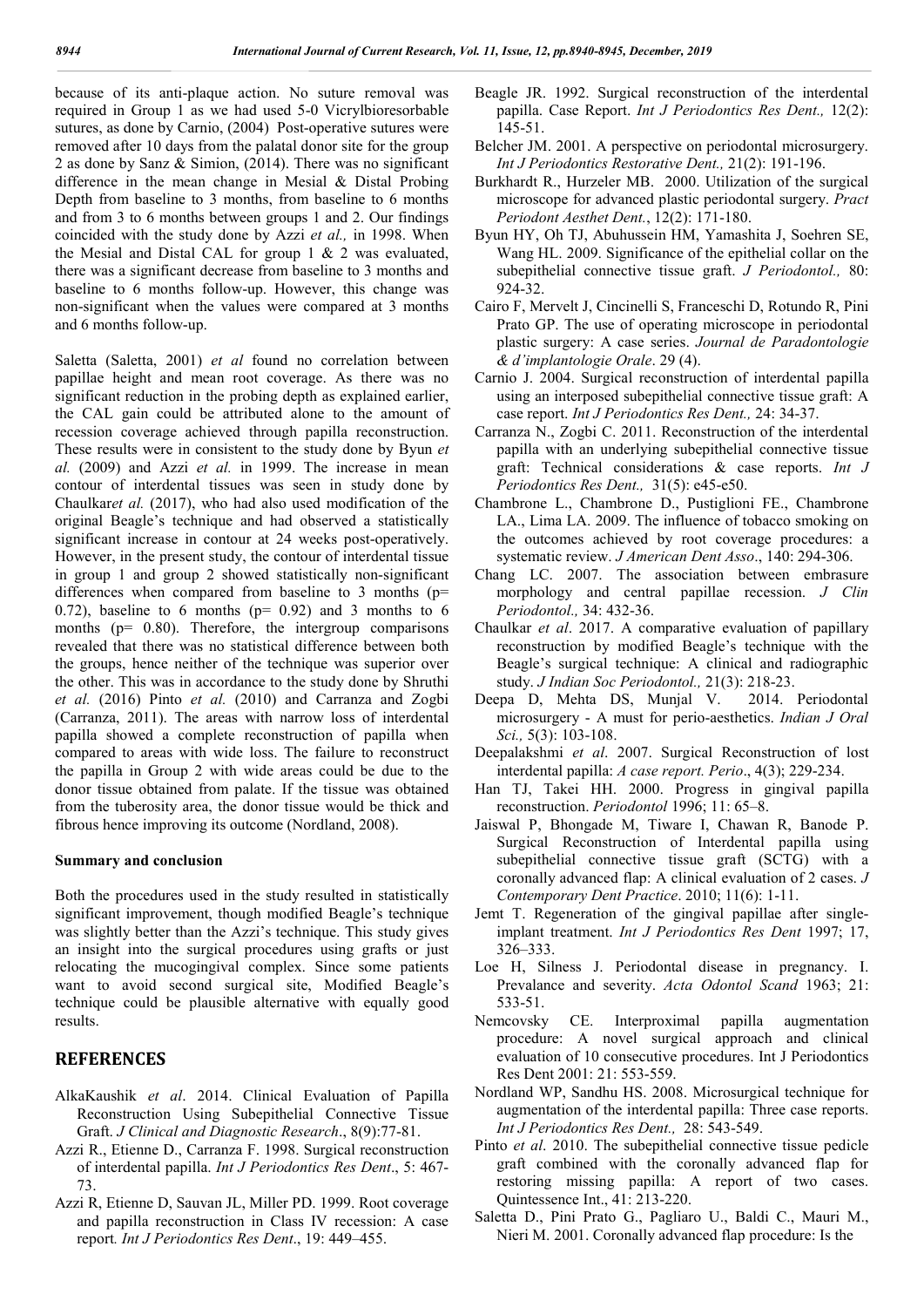because of its anti-plaque action. No suture removal was required in Group 1 as we had used 5-0 Vicrylbioresorbable sutures, as done by Carnio, (2004) Post-operative sutures were removed after 10 days from the palatal donor site for the group 2 as done by Sanz & Simion, (2014). There was no significant difference in the mean change in Mesial & Distal Probing Depth from baseline to 3 months, from baseline to 6 months and from 3 to 6 months between groups 1 and 2. Our findings coincided with the study done by Azzi *et al.,* in 1998. When the Mesial and Distal CAL for group 1 & 2 was evaluated, there was a significant decrease from baseline to 3 months and baseline to 6 months follow-up. However, this change was non-significant when the values were compared at 3 months and 6 months follow-up.

Saletta (Saletta, 2001) *et al* found no correlation between papillae height and mean root coverage. As there was no significant reduction in the probing depth as explained earlier, the CAL gain could be attributed alone to the amount of recession coverage achieved through papilla reconstruction. These results were in consistent to the study done by Byun *et al.* (2009) and Azzi *et al.* in 1999. The increase in mean contour of interdental tissues was seen in study done by Chaulkar*et al.* (2017), who had also used modification of the original Beagle's technique and had observed a statistically significant increase in contour at 24 weeks post-operatively. However, in the present study, the contour of interdental tissue in group 1 and group 2 showed statistically non-significant differences when compared from baseline to 3 months ($p= 0.72$), baseline to 6 months ($p= 0.92$) and 3 months to 6 months ($p= 0.80$). Therefore, the intergroup comparisons revealed that there was no statistical difference between both the groups, hence neither of the technique was superior over the other. This was in accordance to the study done by Shruthi *et al.* (2016) Pinto *et al.* (2010) and Carranza and Zogbi (Carranza, 2011). The areas with narrow loss of interdental papilla showed a complete reconstruction of papilla when compared to areas with wide loss. The failure to reconstruct the papilla in Group 2 with wide areas could be due to the donor tissue obtained from palate. If the tissue was obtained from the tuberosity area, the donor tissue would be thick and fibrous hence improving its outcome (Nordland, 2008).

### Summary and conclusion

Both the procedures used in the study resulted in statistically significant improvement, though modified Beagle's technique was slightly better than the Azzi's technique. This study gives an insight into the surgical procedures using grafts or just relocating the mucogingival complex. Since some patients want to avoid second surgical site, Modified Beagle's technique could be plausible alternative with equally good results.

## REFERENCES

AlkaKaushik *et al*. 2014. Clinical Evaluation of Papilla Reconstruction Using Subepithelial Connective Tissue Graft. *J Clinical and Diagnostic Research*., 8(9):77-81.

Azzi R., Etienne D., Carranza F. 1998. Surgical reconstruction of interdental papilla. *Int J Periodontics Res Dent*., 5: 467-73.

Azzi R, Etienne D, Sauvan JL, Miller PD. 1999. Root coverage and papilla reconstruction in Class IV recession: A case report*. Int J Periodontics Res Dent*., 19: 449–455.

Beagle JR. 1992. Surgical reconstruction of the interdental papilla. Case Report. *Int J Periodontics Res Dent.,* 12(2): 145-51.

Belcher JM. 2001. A perspective on periodontal microsurgery. *Int J Periodontics Restorative Dent.,* 21(2): 191-196.

Burkhardt R., Hurzeler MB. 2000. Utilization of the surgical microscope for advanced plastic periodontal surgery. *Pract Periodont Aesthet Dent.*, 12(2): 171-180.

Byun HY, Oh TJ, Abuhussein HM, Yamashita J, Soehren SE, Wang HL. 2009. Significance of the epithelial collar on the subepithelial connective tissue graft. *J Periodontol.,* 80: 924-32.

Cairo F, Mervelt J, Cincinelli S, Franceschi D, Rotundo R, Pini Prato GP. The use of operating microscope in periodontal plastic surgery: A case series. *Journal de Paradontologie & d'implantologie Orale*. 29 (4).

Carnio J. 2004. Surgical reconstruction of interdental papilla using an interposed subepithelial connective tissue graft: A case report. *Int J Periodontics Res Dent.,* 24: 34-37.

Carranza N., Zogbi C. 2011. Reconstruction of the interdental papilla with an underlying subepithelial connective tissue graft: Technical considerations & case reports. *Int J Periodontics Res Dent.,* 31(5): e45-e50.

Chambrone L., Chambrone D., Pustiglioni FE., Chambrone LA., Lima LA. 2009. The influence of tobacco smoking on the outcomes achieved by root coverage procedures: a systematic review. *J American Dent Asso*., 140: 294-306.

Chang LC. 2007. The association between embrasure morphology and central papillae recession. *J Clin Periodontol.,* 34: 432-36.

Chaulkar *et al*. 2017. A comparative evaluation of papillary reconstruction by modified Beagle's technique with the Beagle's surgical technique: A clinical and radiographic study. *J Indian Soc Periodontol.,* 21(3): 218-23.

Deepa D, Mehta DS, Munjal V. 2014. Periodontal microsurgery - A must for perio-aesthetics. *Indian J Oral Sci.,* 5(3): 103-108.

Deepalakshmi *et al*. 2007. Surgical Reconstruction of lost interdental papilla: *A case report. Perio*., 4(3); 229-234.

Han TJ, Takei HH. 2000. Progress in gingival papilla reconstruction. *Periodontol* 1996; 11: 65–8.

Jaiswal P, Bhongade M, Tiware I, Chawan R, Banode P. Surgical Reconstruction of Interdental papilla using subepithelial connective tissue graft (SCTG) with a coronally advanced flap: A clinical evaluation of 2 cases. *J Contemporary Dent Practice*. 2010; 11(6): 1-11.

Jemt T. Regeneration of the gingival papillae after single-implant treatment. *Int J Periodontics Res Dent* 1997; 17, 326–333.

Loe H, Silness J. Periodontal disease in pregnancy. I. Prevalance and severity. *Acta Odontol Scand* 1963; 21: 533-51.

Nemcovsky CE. Interproximal papilla augmentation procedure: A novel surgical approach and clinical evaluation of 10 consecutive procedures. Int J Periodontics Res Dent 2001: 21: 553-559.

Nordland WP, Sandhu HS. 2008. Microsurgical technique for augmentation of the interdental papilla: Three case reports. *Int J Periodontics Res Dent.,* 28: 543-549.

Pinto *et al*. 2010. The subepithelial connective tissue pedicle graft combined with the coronally advanced flap for restoring missing papilla: A report of two cases. Quintessence Int., 41: 213-220.

Saletta D., Pini Prato G., Pagliaro U., Baldi C., Mauri M., Nieri M. 2001. Coronally advanced flap procedure: Is the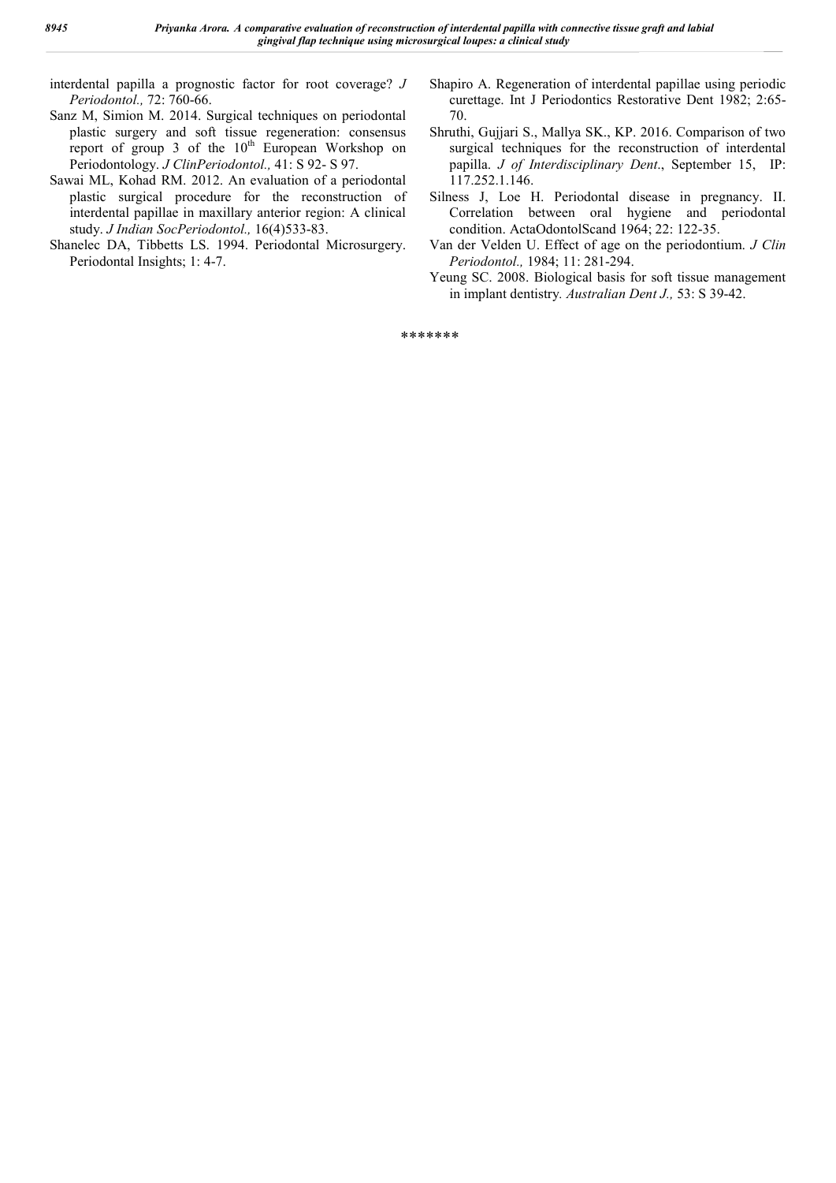interdental papilla a prognostic factor for root coverage? *J Periodontol.,* 72: 760-66.

Sanz M, Simion M. 2014. Surgical techniques on periodontal plastic surgery and soft tissue regeneration: consensus report of group 3 of the 10th European Workshop on Periodontology. *J ClinPeriodontol.,* 41: S 92- S 97.

Sawai ML, Kohad RM. 2012. An evaluation of a periodontal plastic surgical procedure for the reconstruction of interdental papillae in maxillary anterior region: A clinical study. *J Indian SocPeriodontol.,* 16(4)533-83.

Shanelec DA, Tibbetts LS. 1994. Periodontal Microsurgery. Periodontal Insights; 1: 4-7.

Shapiro A. Regeneration of interdental papillae using periodic curettage. Int J Periodontics Restorative Dent 1982; 2:65-70.

Shruthi, Gujjari S., Mallya SK., KP. 2016. Comparison of two surgical techniques for the reconstruction of interdental papilla. *J of Interdisciplinary Dent*., September 15, IP: 117.252.1.146.

Silness J, Loe H. Periodontal disease in pregnancy. II. Correlation between oral hygiene and periodontal condition. ActaOdontolScand 1964; 22: 122-35.

Van der Velden U. Effect of age on the periodontium. *J Clin Periodontol.,* 1984; 11: 281-294.

Yeung SC. 2008. Biological basis for soft tissue management in implant dentistry*. Australian Dent J.,* 53: S 39-42.

*******